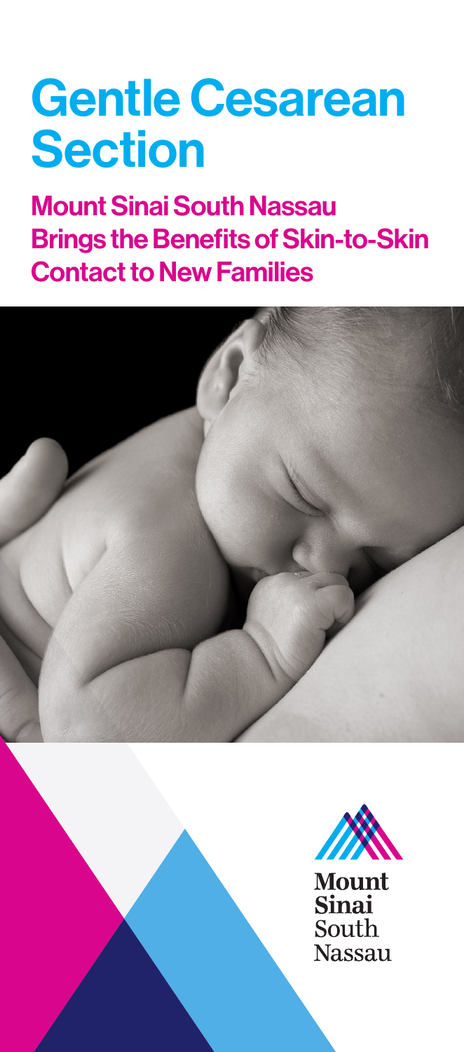# Gentle Cesarean Section

## Mount Sinai South Nassau Brings the Benefits of Skin-to-Skin Contact to New Families

Mount Sinai South Nassau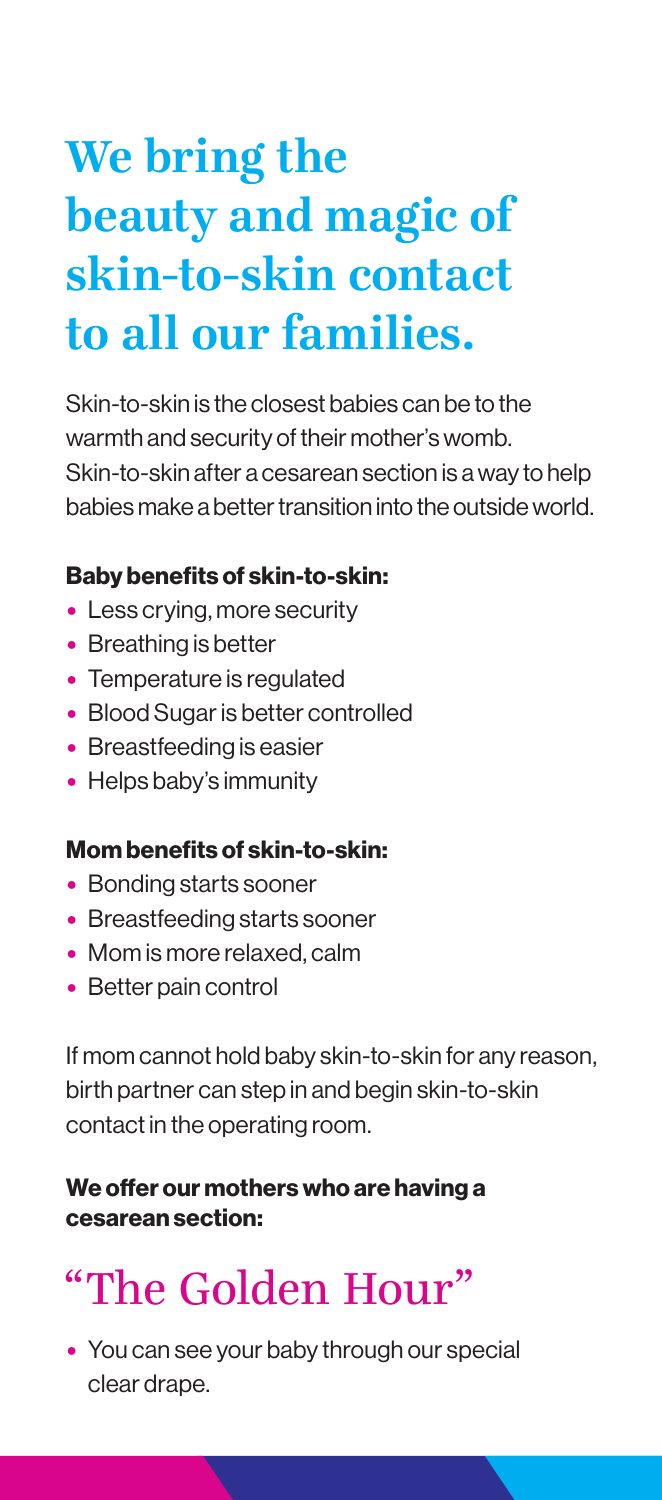# We bring the beauty and magic of skin-to-skin contact to all our families.

Skin-to-skin is the closest babies can be to the warmth and security of their mother's womb. Skin-to-skin after a cesarean section is a way to help babies make a better transition into the outside world.

**Baby benefits of skin-to-skin:**

- Less crying, more security
- Breathing is better
- Temperature is regulated
- Blood Sugar is better controlled
- Breastfeeding is easier
- Helps baby's immunity

**Mom benefits of skin-to-skin:**

- Bonding starts sooner
- Breastfeeding starts sooner
- Mom is more relaxed, calm
- Better pain control

If mom cannot hold baby skin-to-skin for any reason, birth partner can step in and begin skin-to-skin contact in the operating room.

**We offer our mothers who are having a cesarean section:**

## "The Golden Hour"

- You can see your baby through our special clear drape.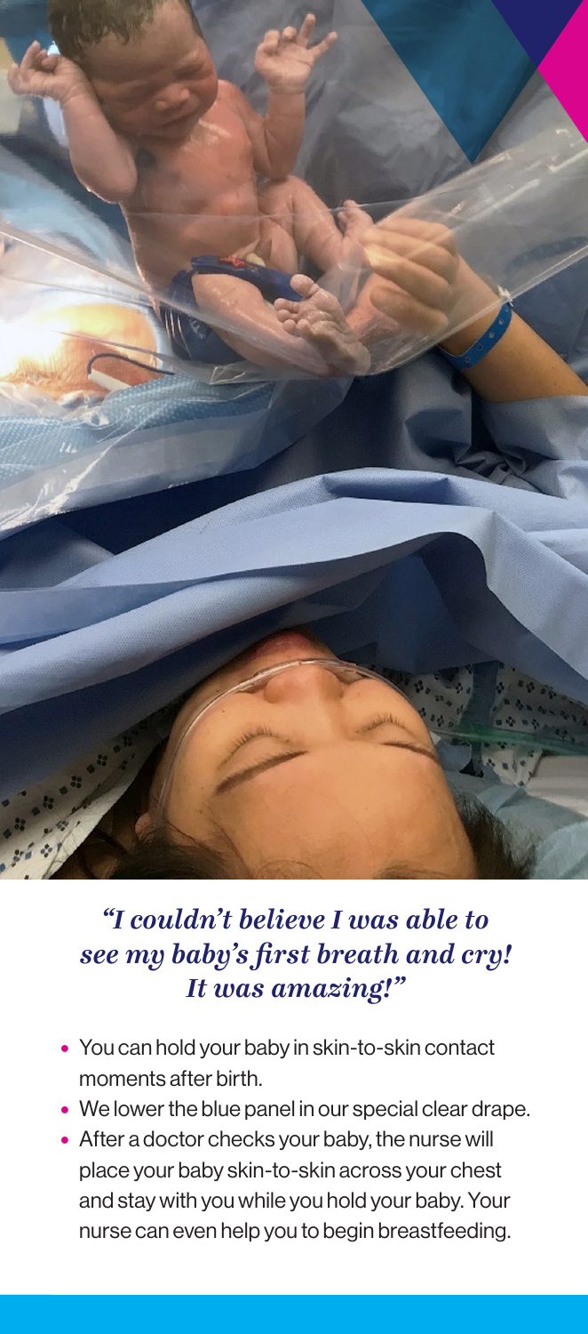*"I couldn't believe I was able to see my baby's first breath and cry! It was amazing!"*

- You can hold your baby in skin-to-skin contact moments after birth.
- We lower the blue panel in our special clear drape.
- After a doctor checks your baby, the nurse will place your baby skin-to-skin across your chest and stay with you while you hold your baby. Your nurse can even help you to begin breastfeeding.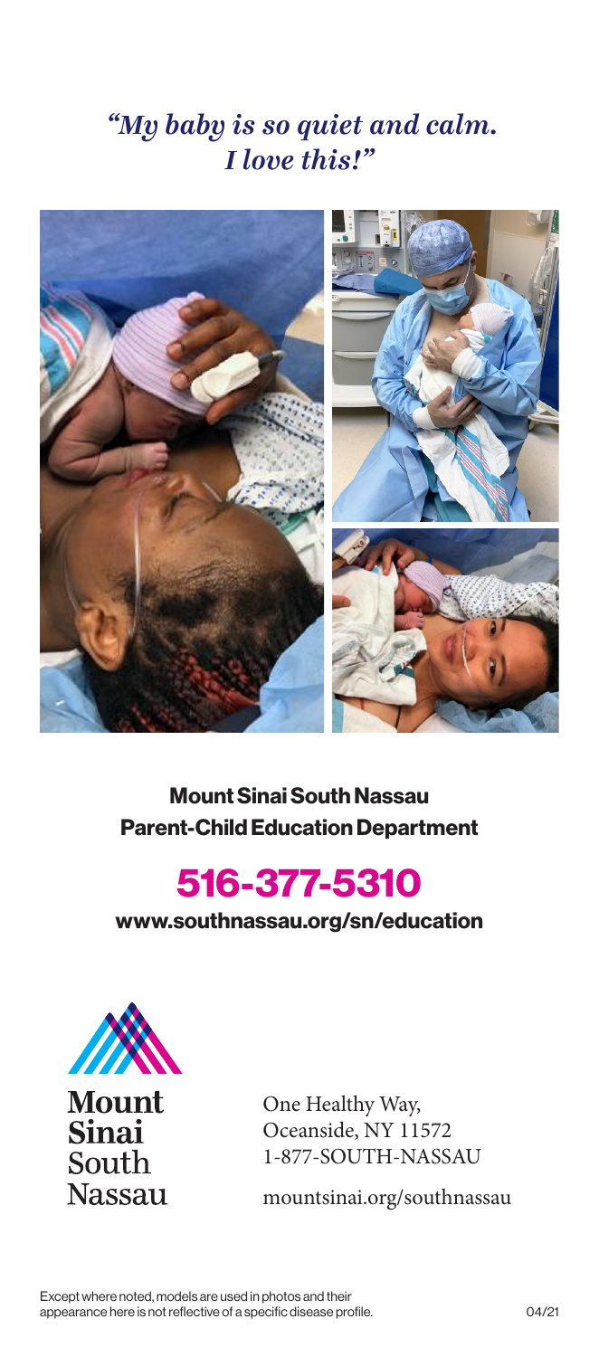*"My baby is so quiet and calm. I love this!"*

**Mount Sinai South Nassau**
**Parent-Child Education Department**

## 516-377-5310

**www.southnassau.org/sn/education**

Mount Sinai South Nassau

One Healthy Way,
Oceanside, NY 11572
1-877-SOUTH-NASSAU

mountsinai.org/southnassau

Except where noted, models are used in photos and their appearance here is not reflective of a specific disease profile.

04/21